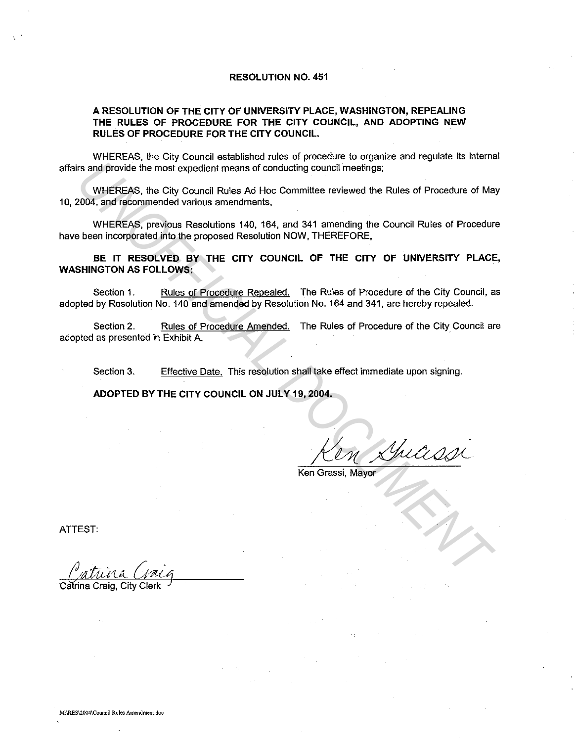# RESOLUTION NO. 451

## A RESOLUTION OF THE CITY OF UNIVERSITY PLACE, WASHINGTON, REPEALING THE RULES OF PROCEDURE FOR THE CITY COUNCIL, AND ADOPTING NEW RULES OF PROCEDURE FOR THE CITY COUNCIL.

WHEREAS, the City Council established rules of procedure to organize and regulate its internal affairs and provide the most expedient means of conducting council meetings;

WHEREAS, the City Council Rules Ad Hoc Committee reviewed the Rules of Procedure of May 10, 2004, and recommended various amendments,

WHEREAS, previous Resolutions 140, 164, and 341 amending the Council Rules of Procedure have been incorporated into the proposed Resolution NOW, THEREFORE,

**BE IT RESOLVED BY THE CITY COUNCIL OF THE CITY OF UNIVERSITY PLACE, WASHINGTON AS FOLLOWS:**

Section 1. Rules of Procedure Repealed. The Rules of Procedure of the City Council, as adopted by Resolution No. 140 and amended by Resolution No. 164 and 341, are hereby repealed.

Section 2. Rules of Procedure Amended. The Rules of Procedure of the City Council are adopted as presented in Exhibit A.

Section 3. Effective Date. This resolution shall take effect immediate upon signing.

**ADOPTED BY THE CITY COUNCIL ON JULY 19, 2004.**

Ken Grassi
Ken Grassi, Mayor

ATTEST:

Catrina Craig
Catrina Craig, City Clerk

M:\RES\2004\Council Rules Amendment.doc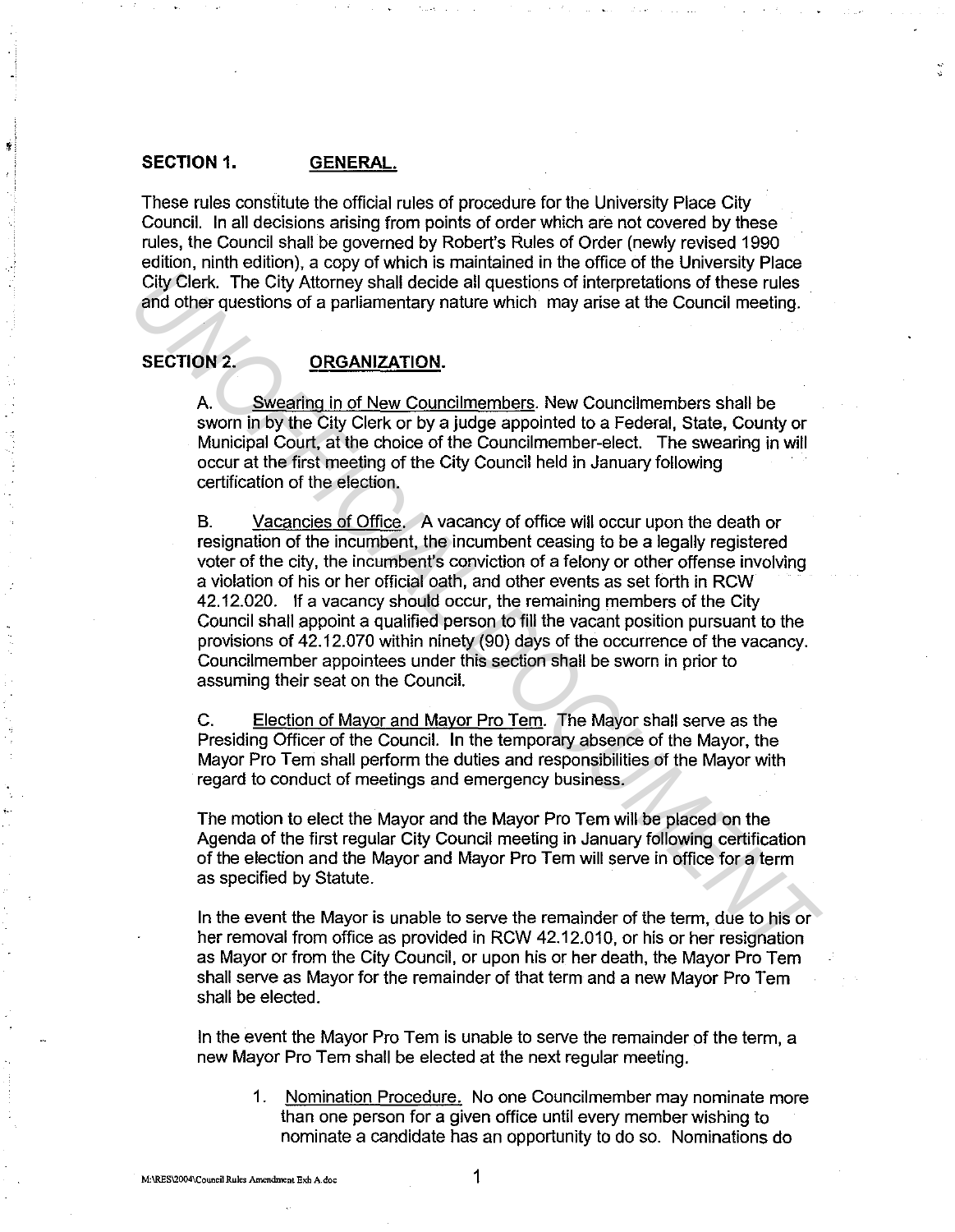## SECTION 1. GENERAL.

These rules constitute the official rules of procedure for the University Place City Council. In all decisions arising from points of order which are not covered by these rules, the Council shall be governed by Robert's Rules of Order (newly revised 1990 edition, ninth edition), a copy of which is maintained in the office of the University Place City Clerk. The City Attorney shall decide all questions of interpretations of these rules and other questions of a parliamentary nature which may arise at the Council meeting.

## SECTION 2. ORGANIZATION.

A. Swearing in of New Councilmembers. New Councilmembers shall be sworn in by the City Clerk or by a judge appointed to a Federal, State, County or Municipal Court, at the choice of the Councilmember-elect. The swearing in will occur at the first meeting of the City Council held in January following certification of the election.

B. Vacancies of Office. A vacancy of office will occur upon the death or resignation of the incumbent, the incumbent ceasing to be a legally registered voter of the city, the incumbent's conviction of a felony or other offense involving a violation of his or her official oath, and other events as set forth in RCW 42.12.020. If a vacancy should occur, the remaining members of the City Council shall appoint a qualified person to fill the vacant position pursuant to the provisions of 42.12.070 within ninety (90) days of the occurrence of the vacancy. Councilmember appointees under this section shall be sworn in prior to assuming their seat on the Council.

C. Election of Mayor and Mayor Pro Tem. The Mayor shall serve as the Presiding Officer of the Council. In the temporary absence of the Mayor, the Mayor Pro Tem shall perform the duties and responsibilities of the Mayor with regard to conduct of meetings and emergency business.

The motion to elect the Mayor and the Mayor Pro Tem will be placed on the Agenda of the first regular City Council meeting in January following certification of the election and the Mayor and Mayor Pro Tem will serve in office for a term as specified by Statute.

In the event the Mayor is unable to serve the remainder of the term, due to his or her removal from office as provided in RCW 42.12.010, or his or her resignation as Mayor or from the City Council, or upon his or her death, the Mayor Pro Tem shall serve as Mayor for the remainder of that term and a new Mayor Pro Tem shall be elected.

In the event the Mayor Pro Tem is unable to serve the remainder of the term, a new Mayor Pro Tem shall be elected at the next regular meeting.

1. Nomination Procedure. No one Councilmember may nominate more than one person for a given office until every member wishing to nominate a candidate has an opportunity to do so. Nominations do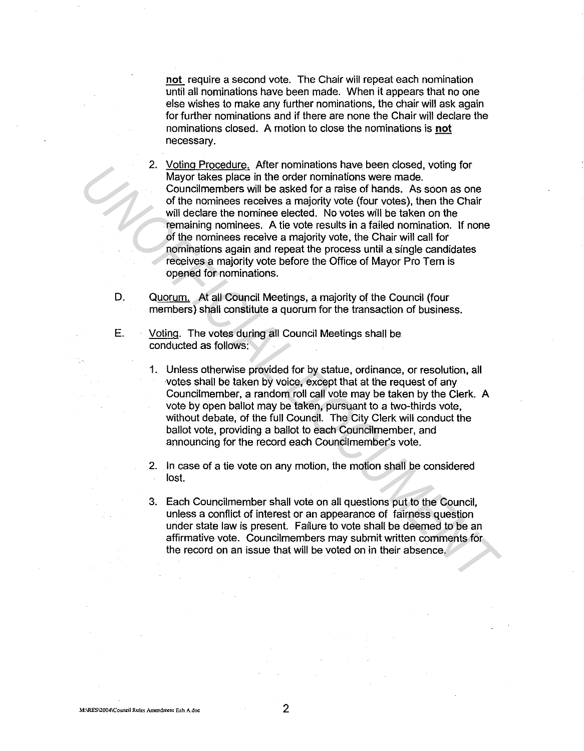**not** require a second vote. The Chair will repeat each nomination until all nominations have been made. When it appears that no one else wishes to make any further nominations, the chair will ask again for further nominations and if there are none the Chair will declare the nominations closed. A motion to close the nominations is **not** necessary.

2. Voting Procedure. After nominations have been closed, voting for Mayor takes place in the order nominations were made. Councilmembers will be asked for a raise of hands. As soon as one of the nominees receives a majority vote (four votes), then the Chair will declare the nominee elected. No votes will be taken on the remaining nominees. A tie vote results in a failed nomination. If none of the nominees receive a majority vote, the Chair will call for nominations again and repeat the process until a single candidates receives a majority vote before the Office of Mayor Pro Tem is opened for nominations.

D. Quorum. At all Council Meetings, a majority of the Council (four members) shall constitute a quorum for the transaction of business.

E. Voting. The votes during all Council Meetings shall be conducted as follows:

1. Unless otherwise provided for by statue, ordinance, or resolution, all votes shall be taken by voice, except that at the request of any Councilmember, a random roll call vote may be taken by the Clerk. A vote by open ballot may be taken, pursuant to a two-thirds vote, without debate, of the full Council. The City Clerk will conduct the ballot vote, providing a ballot to each Councilmember, and announcing for the record each Councilmember's vote.

2. In case of a tie vote on any motion, the motion shall be considered lost.

3. Each Councilmember shall vote on all questions put to the Council, unless a conflict of interest or an appearance of fairness question under state law is present. Failure to vote shall be deemed to be an affirmative vote. Councilmembers may submit written comments for the record on an issue that will be voted on in their absence.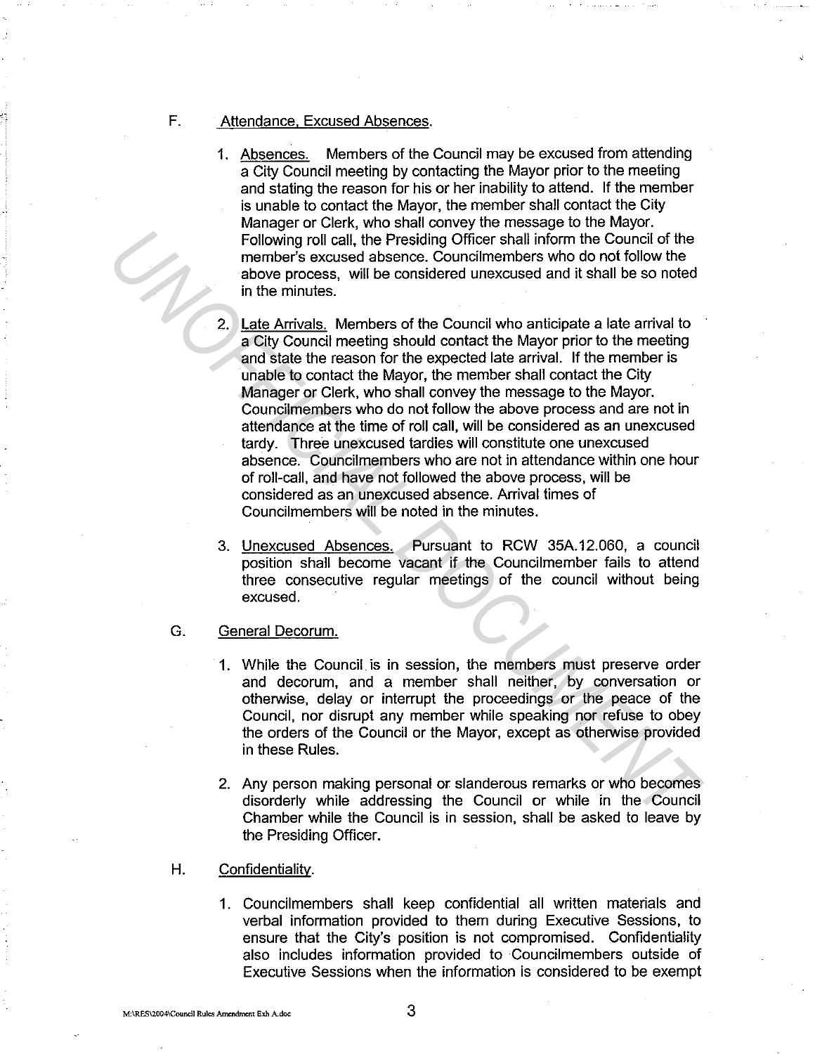F. Attendance, Excused Absences.

1. Absences. Members of the Council may be excused from attending a City Council meeting by contacting the Mayor prior to the meeting and stating the reason for his or her inability to attend. If the member is unable to contact the Mayor, the member shall contact the City Manager or Clerk, who shall convey the message to the Mayor. Following roll call, the Presiding Officer shall inform the Council of the member's excused absence. Councilmembers who do not follow the above process, will be considered unexcused and it shall be so noted in the minutes.

2. Late Arrivals. Members of the Council who anticipate a late arrival to a City Council meeting should contact the Mayor prior to the meeting and state the reason for the expected late arrival. If the member is unable to contact the Mayor, the member shall contact the City Manager or Clerk, who shall convey the message to the Mayor. Councilmembers who do not follow the above process and are not in attendance at the time of roll call, will be considered as an unexcused tardy. Three unexcused tardies will constitute one unexcused absence. Councilmembers who are not in attendance within one hour of roll-call, and have not followed the above process, will be considered as an unexcused absence. Arrival times of Councilmembers will be noted in the minutes.

3. Unexcused Absences. Pursuant to RCW 35A.12.060, a council position shall become vacant if the Councilmember fails to attend three consecutive regular meetings of the council without being excused.

G. General Decorum.

1. While the Council is in session, the members must preserve order and decorum, and a member shall neither, by conversation or otherwise, delay or interrupt the proceedings or the peace of the Council, nor disrupt any member while speaking nor refuse to obey the orders of the Council or the Mayor, except as otherwise provided in these Rules.

2. Any person making personal or slanderous remarks or who becomes disorderly while addressing the Council or while in the Council Chamber while the Council is in session, shall be asked to leave by the Presiding Officer.

H. Confidentiality.

1. Councilmembers shall keep confidential all written materials and verbal information provided to them during Executive Sessions, to ensure that the City's position is not compromised. Confidentiality also includes information provided to Councilmembers outside of Executive Sessions when the information is considered to be exempt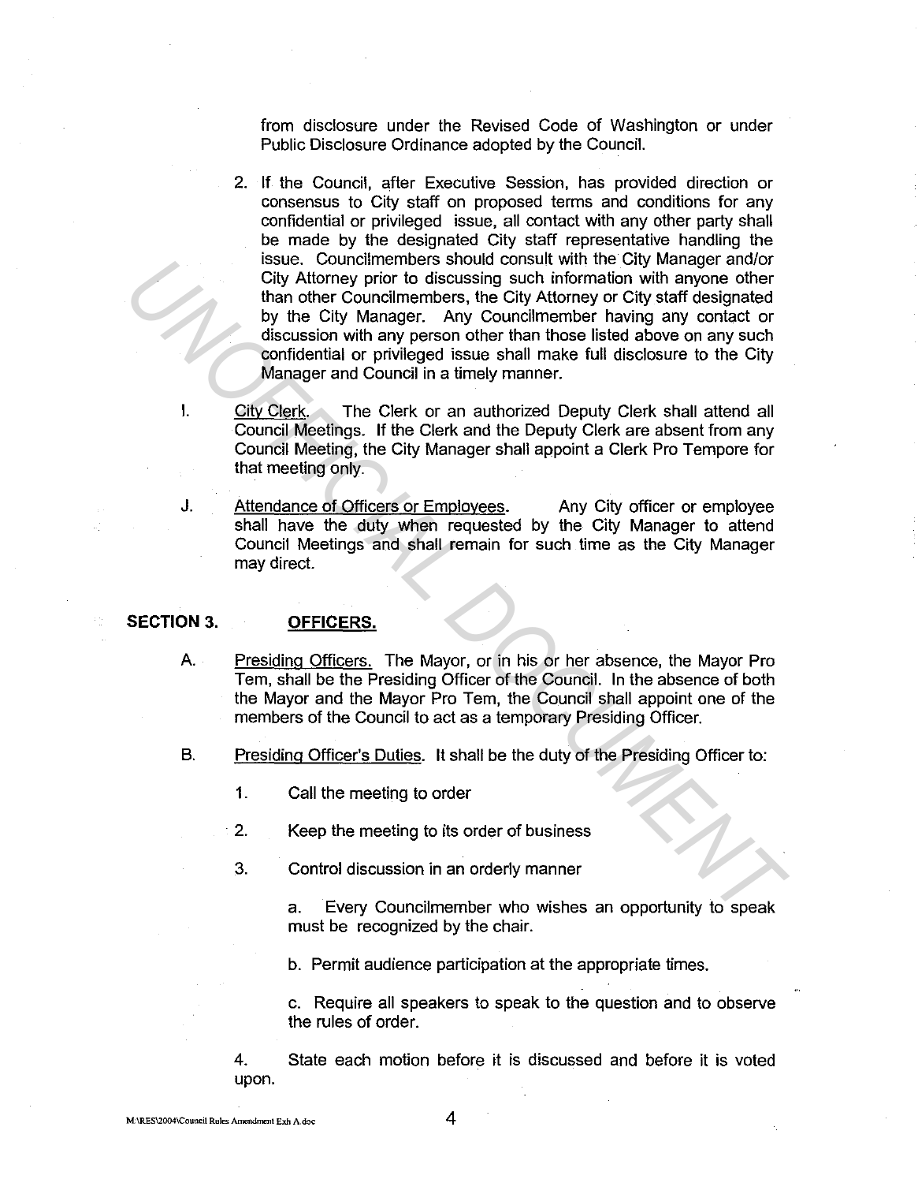from disclosure under the Revised Code of Washington or under Public Disclosure Ordinance adopted by the Council.

2. If the Council, after Executive Session, has provided direction or consensus to City staff on proposed terms and conditions for any confidential or privileged issue, all contact with any other party shall be made by the designated City staff representative handling the issue. Councilmembers should consult with the City Manager and/or City Attorney prior to discussing such information with anyone other than other Councilmembers, the City Attorney or City staff designated by the City Manager. Any Councilmember having any contact or discussion with any person other than those listed above on any such confidential or privileged issue shall make full disclosure to the City Manager and Council in a timely manner.

I. City Clerk. The Clerk or an authorized Deputy Clerk shall attend all Council Meetings. If the Clerk and the Deputy Clerk are absent from any Council Meeting, the City Manager shall appoint a Clerk Pro Tempore for that meeting only.

J. Attendance of Officers or Employees. Any City officer or employee shall have the duty when requested by the City Manager to attend Council Meetings and shall remain for such time as the City Manager may direct.

## SECTION 3. OFFICERS.

A. Presiding Officers. The Mayor, or in his or her absence, the Mayor Pro Tem, shall be the Presiding Officer of the Council. In the absence of both the Mayor and the Mayor Pro Tem, the Council shall appoint one of the members of the Council to act as a temporary Presiding Officer.

B. Presiding Officer's Duties. It shall be the duty of the Presiding Officer to:

1. Call the meeting to order

2. Keep the meeting to its order of business

3. Control discussion in an orderly manner

   a. Every Councilmember who wishes an opportunity to speak must be recognized by the chair.

   b. Permit audience participation at the appropriate times.

   c. Require all speakers to speak to the question and to observe the rules of order.

4. State each motion before it is discussed and before it is voted upon.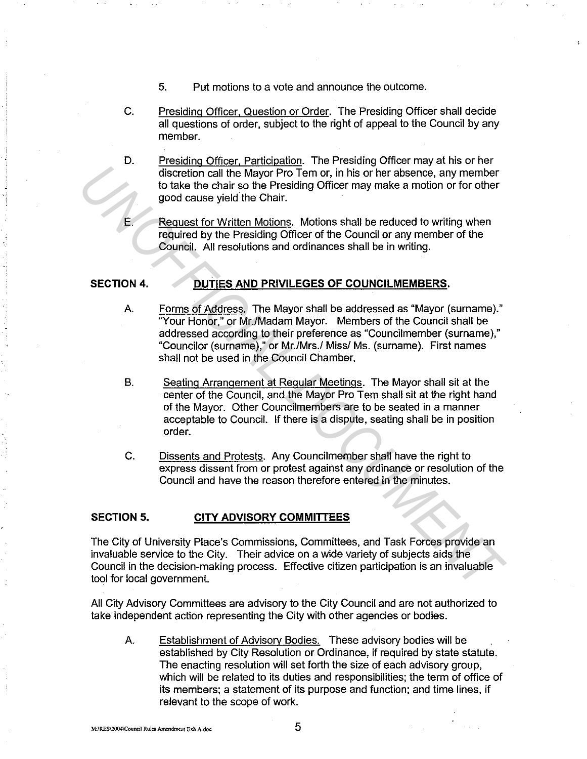5. Put motions to a vote and announce the outcome.

C. Presiding Officer, Question or Order. The Presiding Officer shall decide all questions of order, subject to the right of appeal to the Council by any member.

D. Presiding Officer, Participation. The Presiding Officer may at his or her discretion call the Mayor Pro Tem or, in his or her absence, any member to take the chair so the Presiding Officer may make a motion or for other good cause yield the Chair.

E. Request for Written Motions. Motions shall be reduced to writing when required by the Presiding Officer of the Council or any member of the Council. All resolutions and ordinances shall be in writing.

## SECTION 4. DUTIES AND PRIVILEGES OF COUNCILMEMBERS.

A. Forms of Address. The Mayor shall be addressed as "Mayor (surname)." "Your Honor," or Mr./Madam Mayor. Members of the Council shall be addressed according to their preference as "Councilmember (surname)," "Councilor (surname)," or Mr./Mrs./ Miss/ Ms. (surname). First names shall not be used in the Council Chamber.

B. Seating Arrangement at Regular Meetings. The Mayor shall sit at the center of the Council, and the Mayor Pro Tem shall sit at the right hand of the Mayor. Other Councilmembers are to be seated in a manner acceptable to Council. If there is a dispute, seating shall be in position order.

C. Dissents and Protests. Any Councilmember shall have the right to express dissent from or protest against any ordinance or resolution of the Council and have the reason therefore entered in the minutes.

## SECTION 5. CITY ADVISORY COMMITTEES

The City of University Place's Commissions, Committees, and Task Forces provide an invaluable service to the City. Their advice on a wide variety of subjects aids the Council in the decision-making process. Effective citizen participation is an invaluable tool for local government.

All City Advisory Committees are advisory to the City Council and are not authorized to take independent action representing the City with other agencies or bodies.

A. Establishment of Advisory Bodies. These advisory bodies will be established by City Resolution or Ordinance, if required by state statute. The enacting resolution will set forth the size of each advisory group, which will be related to its duties and responsibilities; the term of office of its members; a statement of its purpose and function; and time lines, if relevant to the scope of work.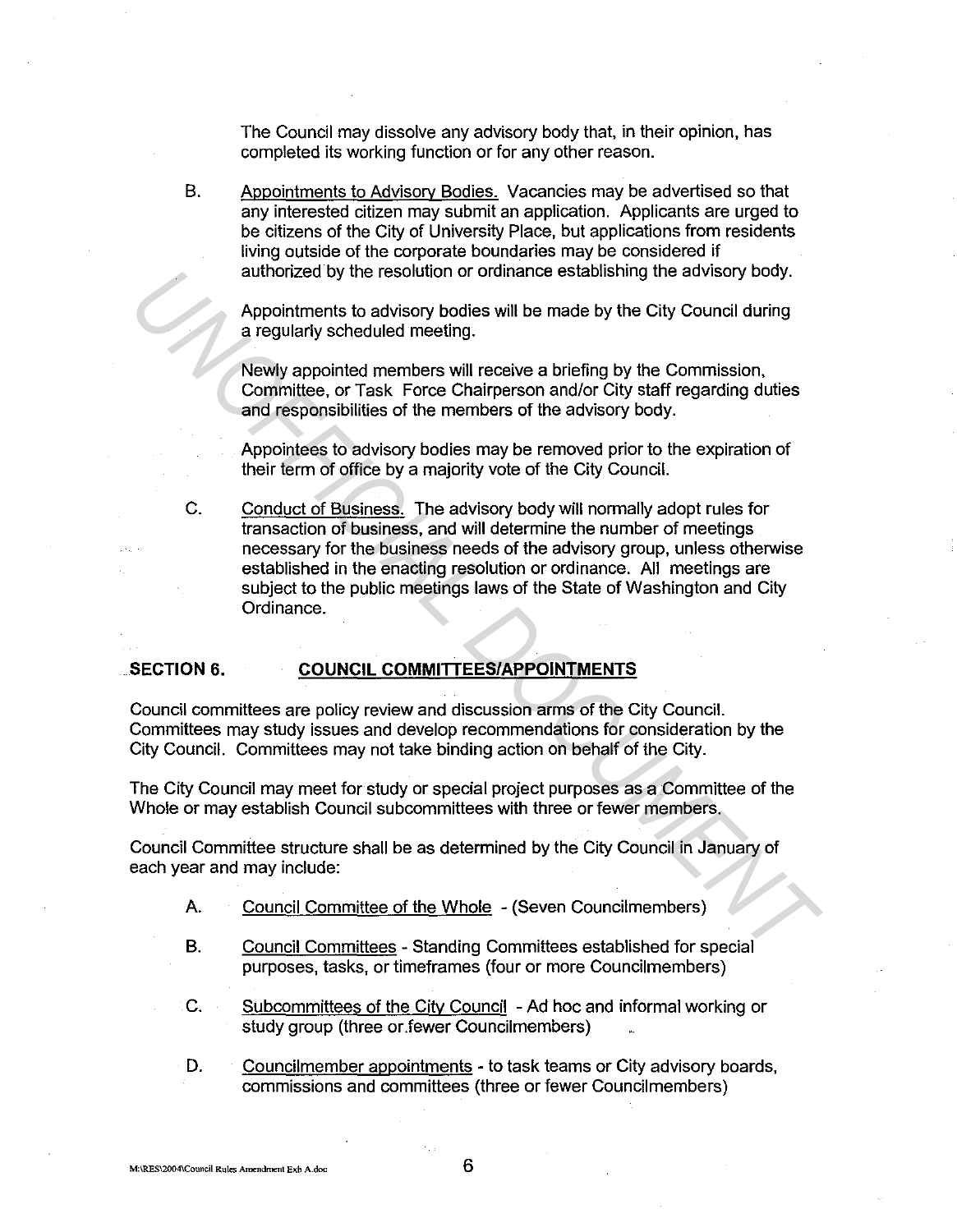The Council may dissolve any advisory body that, in their opinion, has completed its working function or for any other reason.

B. Appointments to Advisory Bodies. Vacancies may be advertised so that any interested citizen may submit an application. Applicants are urged to be citizens of the City of University Place, but applications from residents living outside of the corporate boundaries may be considered if authorized by the resolution or ordinance establishing the advisory body.

Appointments to advisory bodies will be made by the City Council during a regularly scheduled meeting.

Newly appointed members will receive a briefing by the Commission, Committee, or Task Force Chairperson and/or City staff regarding duties and responsibilities of the members of the advisory body.

Appointees to advisory bodies may be removed prior to the expiration of their term of office by a majority vote of the City Council.

C. Conduct of Business. The advisory body will normally adopt rules for transaction of business, and will determine the number of meetings necessary for the business needs of the advisory group, unless otherwise established in the enacting resolution or ordinance. All meetings are subject to the public meetings laws of the State of Washington and City Ordinance.

## SECTION 6. COUNCIL COMMITTEES/APPOINTMENTS

Council committees are policy review and discussion arms of the City Council. Committees may study issues and develop recommendations for consideration by the City Council. Committees may not take binding action on behalf of the City.

The City Council may meet for study or special project purposes as a Committee of the Whole or may establish Council subcommittees with three or fewer members.

Council Committee structure shall be as determined by the City Council in January of each year and may include:

A. Council Committee of the Whole - (Seven Councilmembers)

B. Council Committees - Standing Committees established for special purposes, tasks, or timeframes (four or more Councilmembers)

C. Subcommittees of the City Council - Ad hoc and informal working or study group (three or fewer Councilmembers)

D. Councilmember appointments - to task teams or City advisory boards, commissions and committees (three or fewer Councilmembers)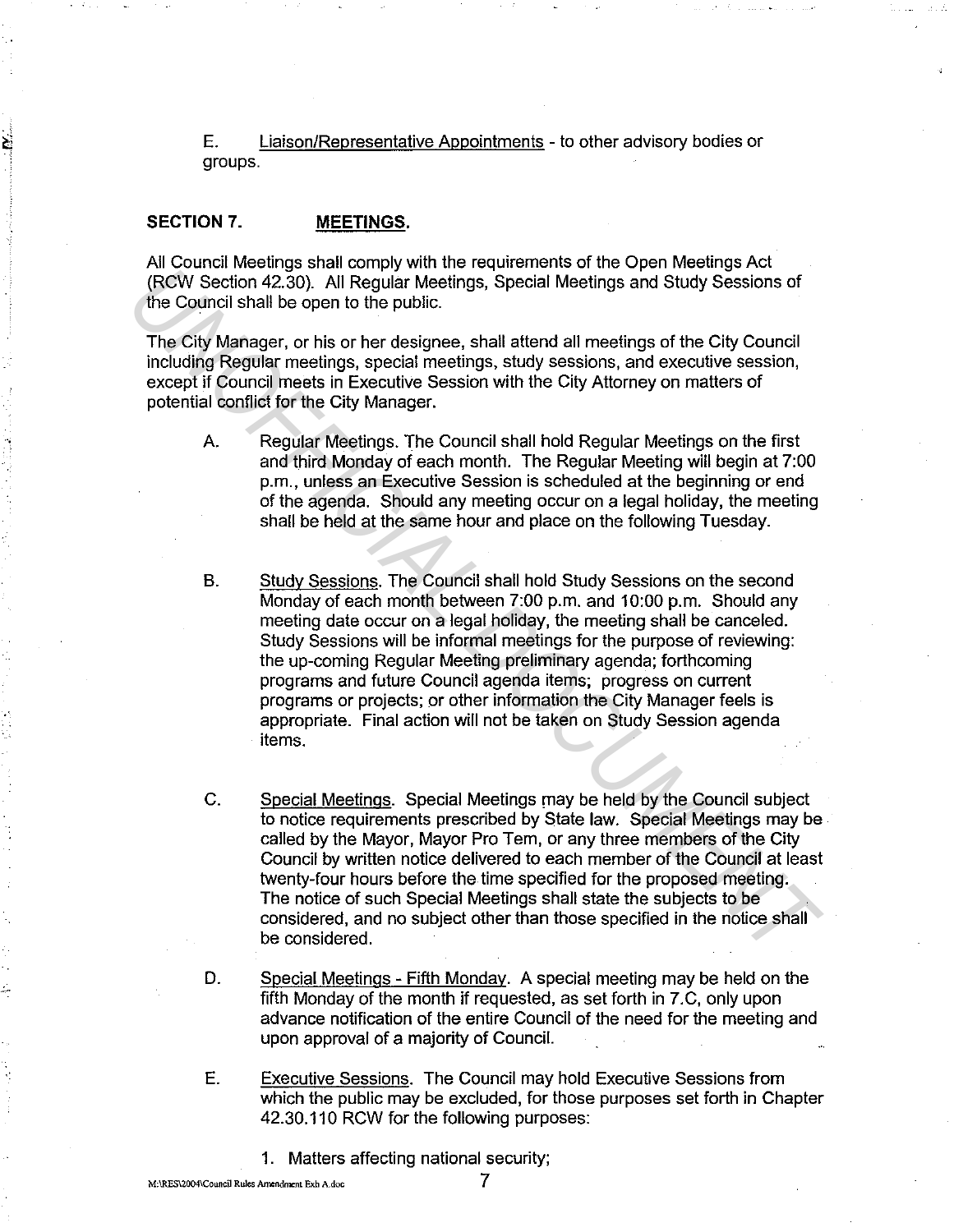E. Liaison/Representative Appointments - to other advisory bodies or groups.

## SECTION 7. MEETINGS.

All Council Meetings shall comply with the requirements of the Open Meetings Act (RCW Section 42.30). All Regular Meetings, Special Meetings and Study Sessions of the Council shall be open to the public.

The City Manager, or his or her designee, shall attend all meetings of the City Council including Regular meetings, special meetings, study sessions, and executive session, except if Council meets in Executive Session with the City Attorney on matters of potential conflict for the City Manager.

A. Regular Meetings. The Council shall hold Regular Meetings on the first and third Monday of each month. The Regular Meeting will begin at 7:00 p.m., unless an Executive Session is scheduled at the beginning or end of the agenda. Should any meeting occur on a legal holiday, the meeting shall be held at the same hour and place on the following Tuesday.

B. Study Sessions. The Council shall hold Study Sessions on the second Monday of each month between 7:00 p.m. and 10:00 p.m. Should any meeting date occur on a legal holiday, the meeting shall be canceled. Study Sessions will be informal meetings for the purpose of reviewing: the up-coming Regular Meeting preliminary agenda; forthcoming programs and future Council agenda items; progress on current programs or projects; or other information the City Manager feels is appropriate. Final action will not be taken on Study Session agenda items.

C. Special Meetings. Special Meetings may be held by the Council subject to notice requirements prescribed by State law. Special Meetings may be called by the Mayor, Mayor Pro Tem, or any three members of the City Council by written notice delivered to each member of the Council at least twenty-four hours before the time specified for the proposed meeting. The notice of such Special Meetings shall state the subjects to be considered, and no subject other than those specified in the notice shall be considered.

D. Special Meetings - Fifth Monday. A special meeting may be held on the fifth Monday of the month if requested, as set forth in 7.C, only upon advance notification of the entire Council of the need for the meeting and upon approval of a majority of Council.

E. Executive Sessions. The Council may hold Executive Sessions from which the public may be excluded, for those purposes set forth in Chapter 42.30.110 RCW for the following purposes:

1. Matters affecting national security;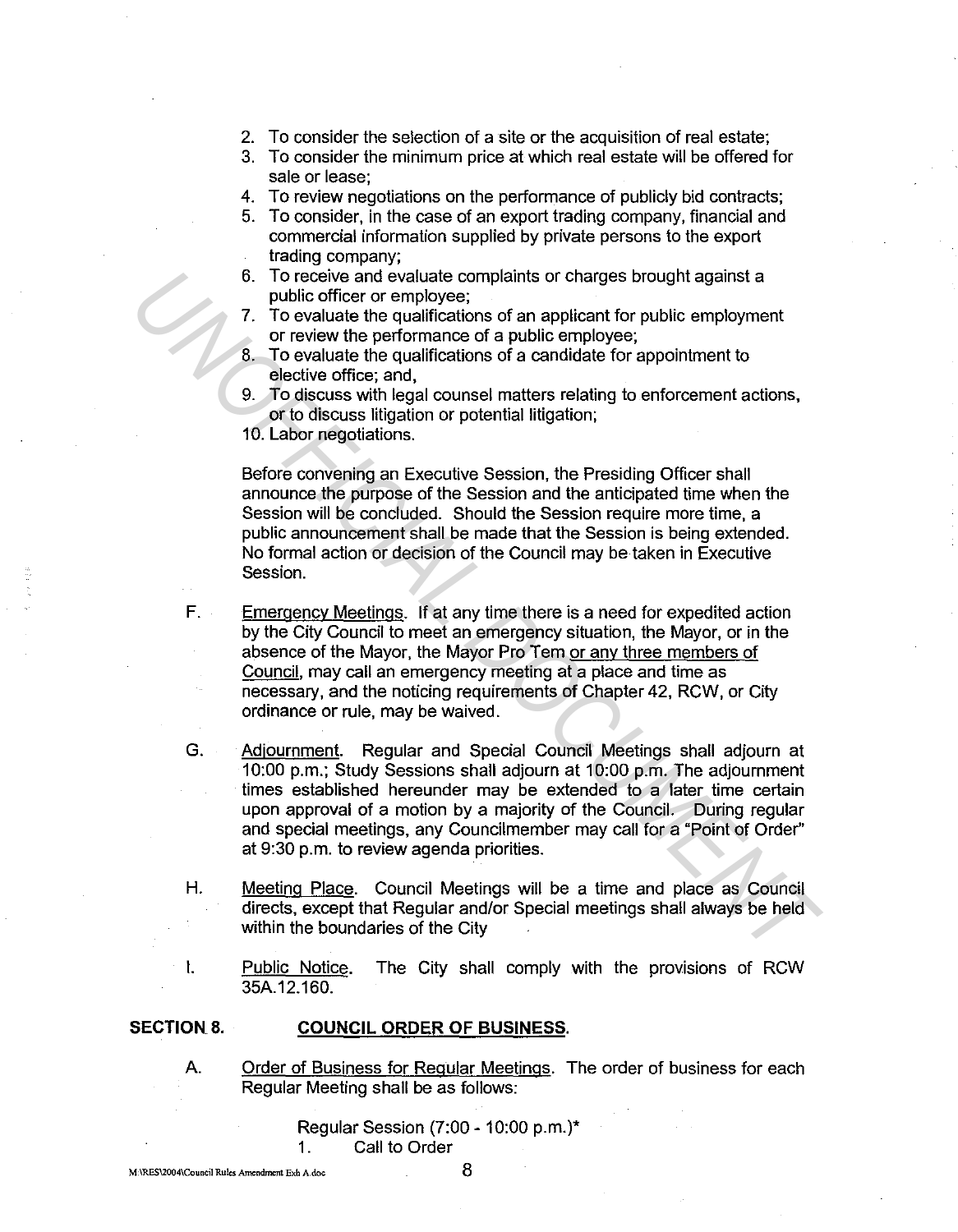2. To consider the selection of a site or the acquisition of real estate;
3. To consider the minimum price at which real estate will be offered for sale or lease;
4. To review negotiations on the performance of publicly bid contracts;
5. To consider, in the case of an export trading company, financial and commercial information supplied by private persons to the export trading company;
6. To receive and evaluate complaints or charges brought against a public officer or employee;
7. To evaluate the qualifications of an applicant for public employment or review the performance of a public employee;
8. To evaluate the qualifications of a candidate for appointment to elective office; and,
9. To discuss with legal counsel matters relating to enforcement actions, or to discuss litigation or potential litigation;
10. Labor negotiations.

Before convening an Executive Session, the Presiding Officer shall announce the purpose of the Session and the anticipated time when the Session will be concluded. Should the Session require more time, a public announcement shall be made that the Session is being extended. No formal action or decision of the Council may be taken in Executive Session.

F. Emergency Meetings. If at any time there is a need for expedited action by the City Council to meet an emergency situation, the Mayor, or in the absence of the Mayor, the Mayor Pro Tem or any three members of Council, may call an emergency meeting at a place and time as necessary, and the noticing requirements of Chapter 42, RCW, or City ordinance or rule, may be waived.

G. Adjournment. Regular and Special Council Meetings shall adjourn at 10:00 p.m.; Study Sessions shall adjourn at 10:00 p.m. The adjournment times established hereunder may be extended to a later time certain upon approval of a motion by a majority of the Council. During regular and special meetings, any Councilmember may call for a "Point of Order" at 9:30 p.m. to review agenda priorities.

H. Meeting Place. Council Meetings will be a time and place as Council directs, except that Regular and/or Special meetings shall always be held within the boundaries of the City

I. Public Notice. The City shall comply with the provisions of RCW 35A.12.160.

## SECTION 8. COUNCIL ORDER OF BUSINESS.

A. Order of Business for Regular Meetings. The order of business for each Regular Meeting shall be as follows:

Regular Session (7:00 - 10:00 p.m.)*

1. Call to Order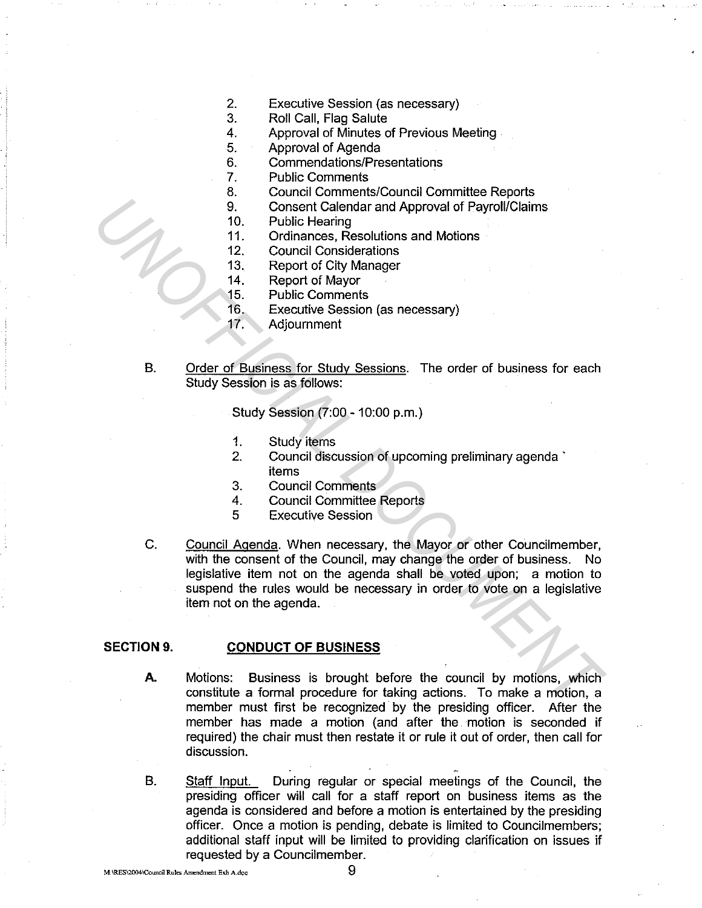2. Executive Session (as necessary)
3. Roll Call, Flag Salute
4. Approval of Minutes of Previous Meeting
5. Approval of Agenda
6. Commendations/Presentations
7. Public Comments
8. Council Comments/Council Committee Reports
9. Consent Calendar and Approval of Payroll/Claims
10. Public Hearing
11. Ordinances, Resolutions and Motions
12. Council Considerations
13. Report of City Manager
14. Report of Mayor
15. Public Comments
16. Executive Session (as necessary)
17. Adjournment

B. Order of Business for Study Sessions. The order of business for each Study Session is as follows:

Study Session (7:00 - 10:00 p.m.)

1. Study items
2. Council discussion of upcoming preliminary agenda items
3. Council Comments
4. Council Committee Reports
5 Executive Session

C. Council Agenda. When necessary, the Mayor or other Councilmember, with the consent of the Council, may change the order of business. No legislative item not on the agenda shall be voted upon; a motion to suspend the rules would be necessary in order to vote on a legislative item not on the agenda.

## SECTION 9. CONDUCT OF BUSINESS

**A.** Motions: Business is brought before the council by motions, which constitute a formal procedure for taking actions. To make a motion, a member must first be recognized by the presiding officer. After the member has made a motion (and after the motion is seconded if required) the chair must then restate it or rule it out of order, then call for discussion.

B. Staff Input. During regular or special meetings of the Council, the presiding officer will call for a staff report on business items as the agenda is considered and before a motion is entertained by the presiding officer. Once a motion is pending, debate is limited to Councilmembers; additional staff input will be limited to providing clarification on issues if requested by a Councilmember.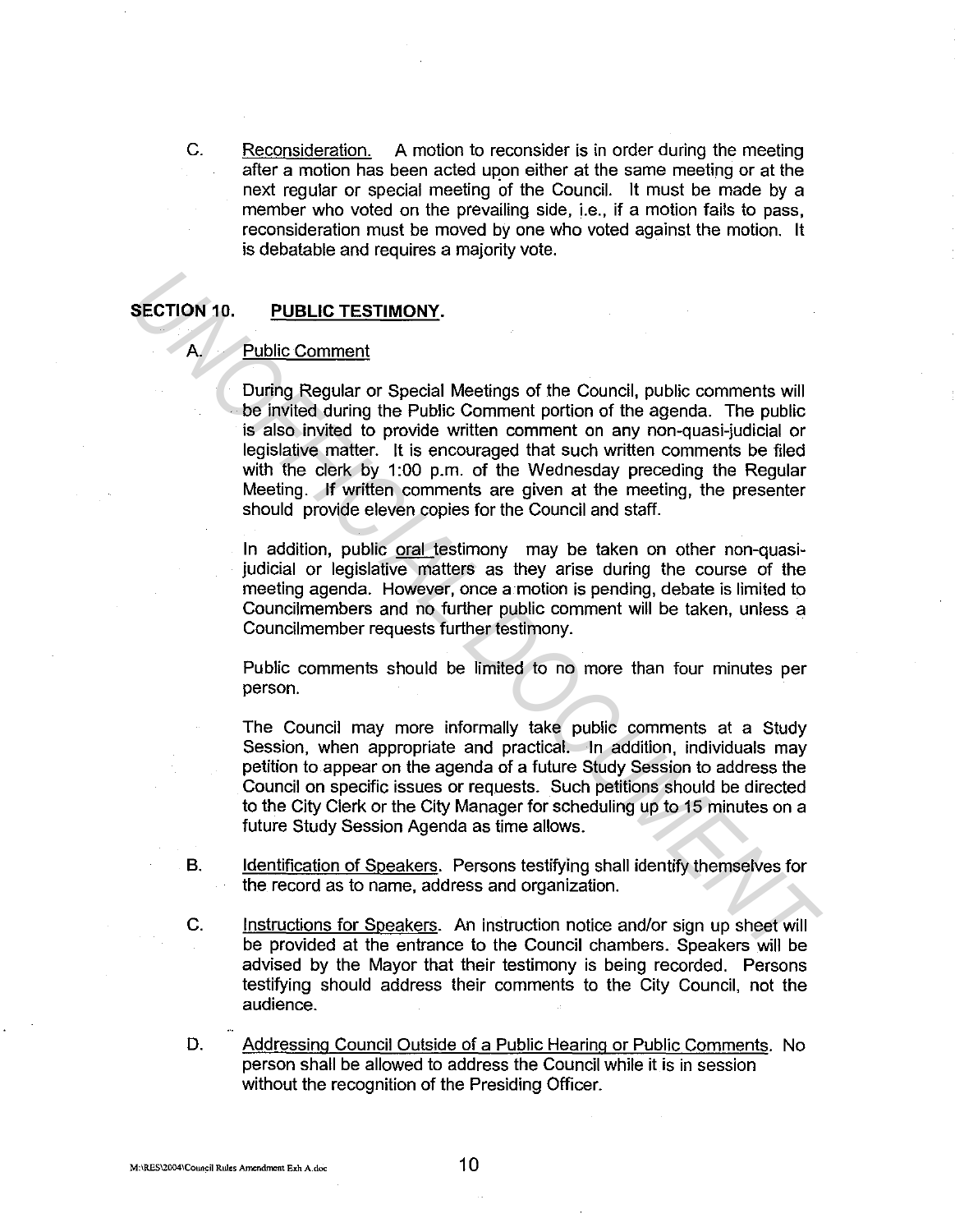C. Reconsideration. A motion to reconsider is in order during the meeting after a motion has been acted upon either at the same meeting or at the next regular or special meeting of the Council. It must be made by a member who voted on the prevailing side, i.e., if a motion fails to pass, reconsideration must be moved by one who voted against the motion. It is debatable and requires a majority vote.

## SECTION 10. PUBLIC TESTIMONY.

A. Public Comment

During Regular or Special Meetings of the Council, public comments will be invited during the Public Comment portion of the agenda. The public is also invited to provide written comment on any non-quasi-judicial or legislative matter. It is encouraged that such written comments be filed with the clerk by 1:00 p.m. of the Wednesday preceding the Regular Meeting. If written comments are given at the meeting, the presenter should provide eleven copies for the Council and staff.

In addition, public oral testimony may be taken on other non-quasi-judicial or legislative matters as they arise during the course of the meeting agenda. However, once a motion is pending, debate is limited to Councilmembers and no further public comment will be taken, unless a Councilmember requests further testimony.

Public comments should be limited to no more than four minutes per person.

The Council may more informally take public comments at a Study Session, when appropriate and practical. In addition, individuals may petition to appear on the agenda of a future Study Session to address the Council on specific issues or requests. Such petitions should be directed to the City Clerk or the City Manager for scheduling up to 15 minutes on a future Study Session Agenda as time allows.

B. Identification of Speakers. Persons testifying shall identify themselves for the record as to name, address and organization.

C. Instructions for Speakers. An instruction notice and/or sign up sheet will be provided at the entrance to the Council chambers. Speakers will be advised by the Mayor that their testimony is being recorded. Persons testifying should address their comments to the City Council, not the audience.

D. Addressing Council Outside of a Public Hearing or Public Comments. No person shall be allowed to address the Council while it is in session without the recognition of the Presiding Officer.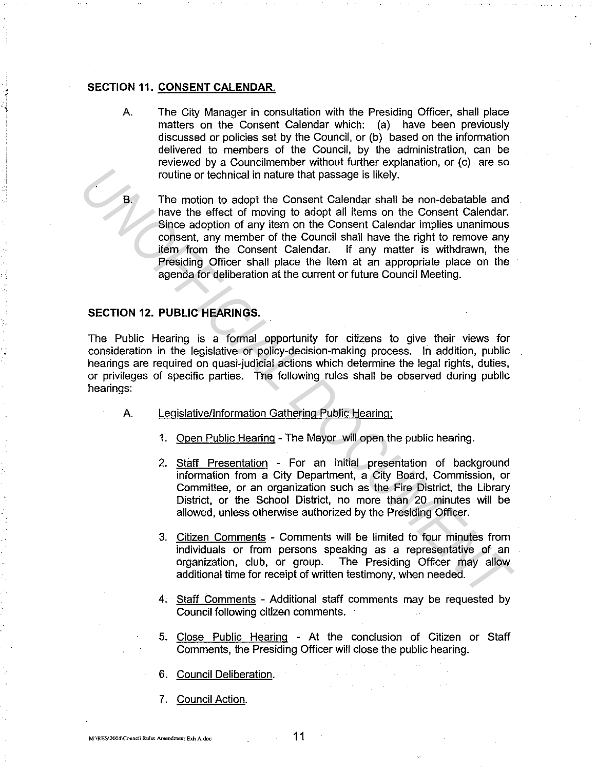## SECTION 11. CONSENT CALENDAR.

A. The City Manager in consultation with the Presiding Officer, shall place matters on the Consent Calendar which: (a) have been previously discussed or policies set by the Council, or (b) based on the information delivered to members of the Council, by the administration, can be reviewed by a Councilmember without further explanation, or (c) are so routine or technical in nature that passage is likely.

B. The motion to adopt the Consent Calendar shall be non-debatable and have the effect of moving to adopt all items on the Consent Calendar. Since adoption of any item on the Consent Calendar implies unanimous consent, any member of the Council shall have the right to remove any item from the Consent Calendar. If any matter is withdrawn, the Presiding Officer shall place the item at an appropriate place on the agenda for deliberation at the current or future Council Meeting.

## SECTION 12. PUBLIC HEARINGS.

The Public Hearing is a formal opportunity for citizens to give their views for consideration in the legislative or policy-decision-making process. In addition, public hearings are required on quasi-judicial actions which determine the legal rights, duties, or privileges of specific parties. The following rules shall be observed during public hearings:

A. Legislative/Information Gathering Public Hearing;

1. Open Public Hearing - The Mayor will open the public hearing.

2. Staff Presentation - For an initial presentation of background information from a City Department, a City Board, Commission, or Committee, or an organization such as the Fire District, the Library District, or the School District, no more than 20 minutes will be allowed, unless otherwise authorized by the Presiding Officer.

3. Citizen Comments - Comments will be limited to four minutes from individuals or from persons speaking as a representative of an organization, club, or group. The Presiding Officer may allow additional time for receipt of written testimony, when needed.

4. Staff Comments - Additional staff comments may be requested by Council following citizen comments.

5. Close Public Hearing - At the conclusion of Citizen or Staff Comments, the Presiding Officer will close the public hearing.

6. Council Deliberation.

7. Council Action.

M:\RES\2004\Council Rules Amendment Exh A.doc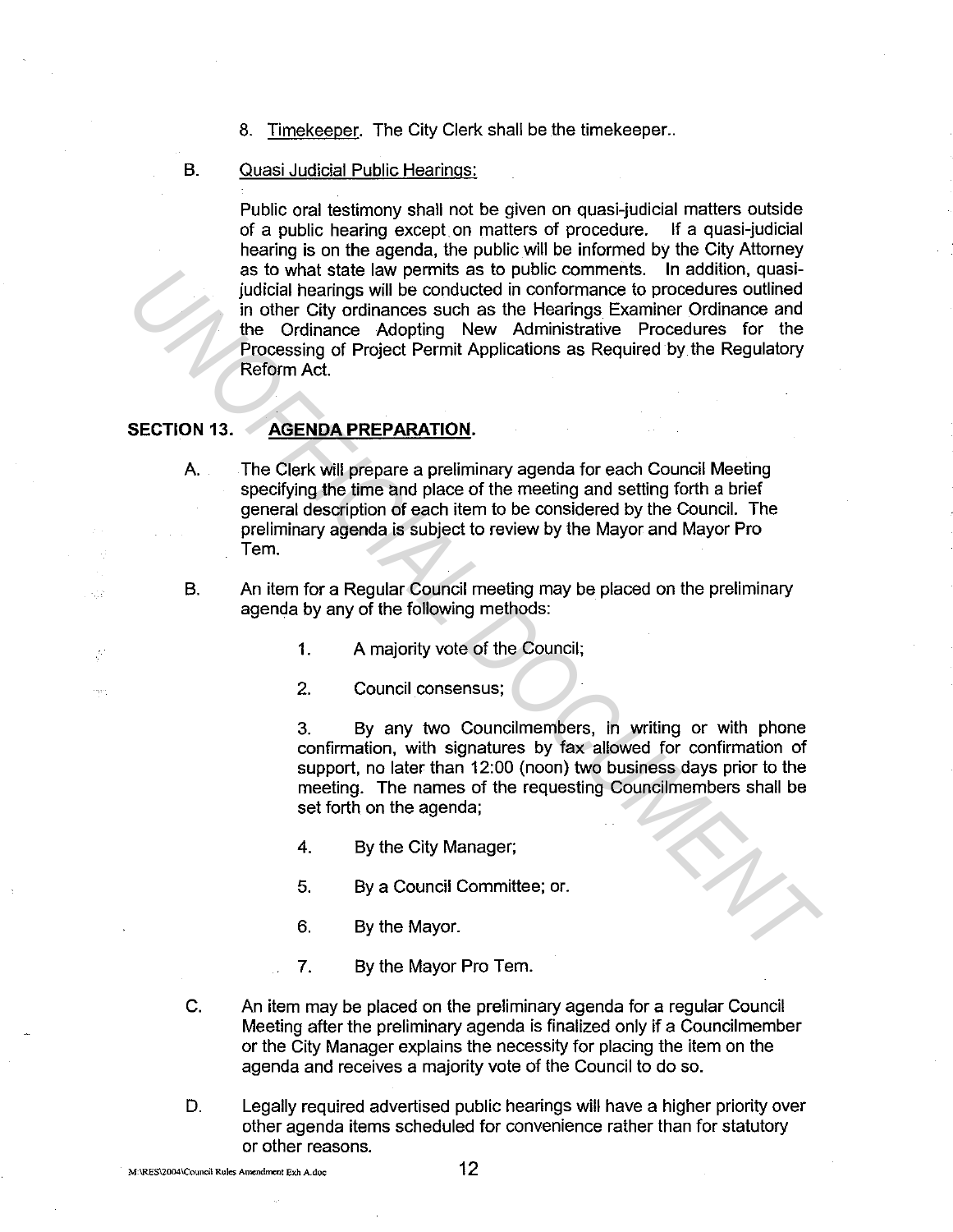8. Timekeeper. The City Clerk shall be the timekeeper..

B. Quasi Judicial Public Hearings:

Public oral testimony shall not be given on quasi-judicial matters outside of a public hearing except on matters of procedure. If a quasi-judicial hearing is on the agenda, the public will be informed by the City Attorney as to what state law permits as to public comments. In addition, quasi-judicial hearings will be conducted in conformance to procedures outlined in other City ordinances such as the Hearings Examiner Ordinance and the Ordinance Adopting New Administrative Procedures for the Processing of Project Permit Applications as Required by the Regulatory Reform Act.

## SECTION 13. AGENDA PREPARATION.

A. The Clerk will prepare a preliminary agenda for each Council Meeting specifying the time and place of the meeting and setting forth a brief general description of each item to be considered by the Council. The preliminary agenda is subject to review by the Mayor and Mayor Pro Tem.

B. An item for a Regular Council meeting may be placed on the preliminary agenda by any of the following methods:

1. A majority vote of the Council;

2. Council consensus;

3. By any two Councilmembers, in writing or with phone confirmation, with signatures by fax allowed for confirmation of support, no later than 12:00 (noon) two business days prior to the meeting. The names of the requesting Councilmembers shall be set forth on the agenda;

4. By the City Manager;

5. By a Council Committee; or.

6. By the Mayor.

7. By the Mayor Pro Tem.

C. An item may be placed on the preliminary agenda for a regular Council Meeting after the preliminary agenda is finalized only if a Councilmember or the City Manager explains the necessity for placing the item on the agenda and receives a majority vote of the Council to do so.

D. Legally required advertised public hearings will have a higher priority over other agenda items scheduled for convenience rather than for statutory or other reasons.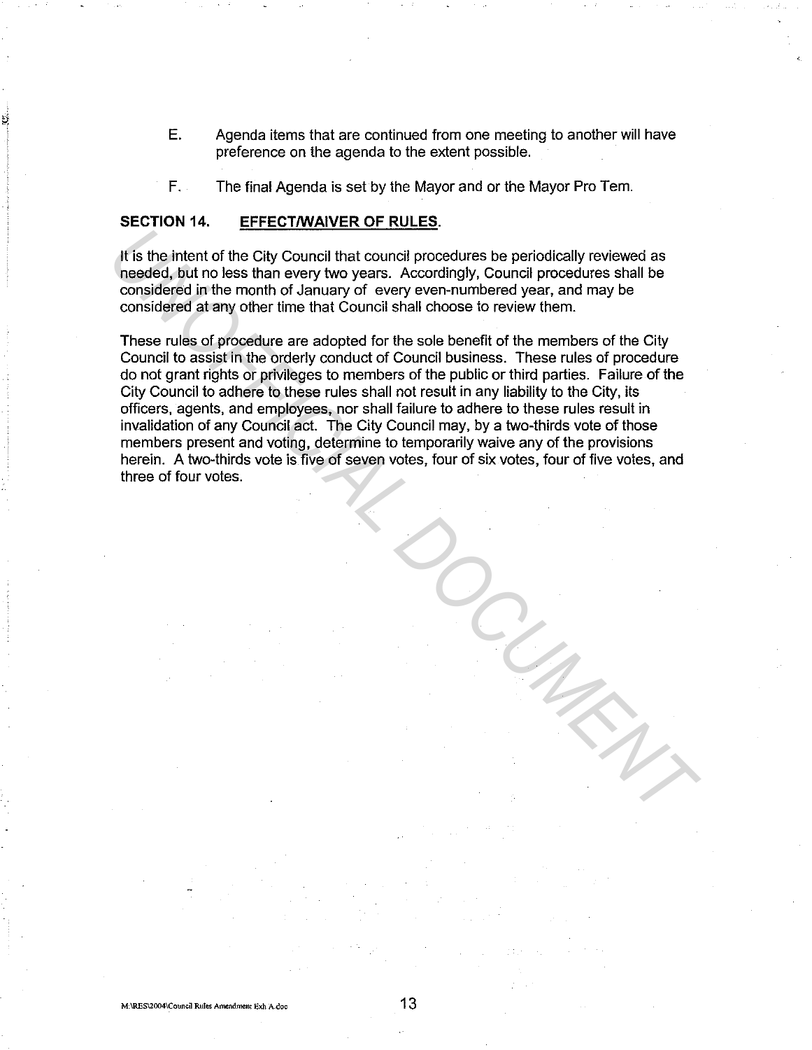E. Agenda items that are continued from one meeting to another will have preference on the agenda to the extent possible.

F. The final Agenda is set by the Mayor and or the Mayor Pro Tem.

## SECTION 14. EFFECT/WAIVER OF RULES.

It is the intent of the City Council that council procedures be periodically reviewed as needed, but no less than every two years. Accordingly, Council procedures shall be considered in the month of January of every even-numbered year, and may be considered at any other time that Council shall choose to review them.

These rules of procedure are adopted for the sole benefit of the members of the City Council to assist in the orderly conduct of Council business. These rules of procedure do not grant rights or privileges to members of the public or third parties. Failure of the City Council to adhere to these rules shall not result in any liability to the City, its officers, agents, and employees, nor shall failure to adhere to these rules result in invalidation of any Council act. The City Council may, by a two-thirds vote of those members present and voting, determine to temporarily waive any of the provisions herein. A two-thirds vote is five of seven votes, four of six votes, four of five votes, and three of four votes.